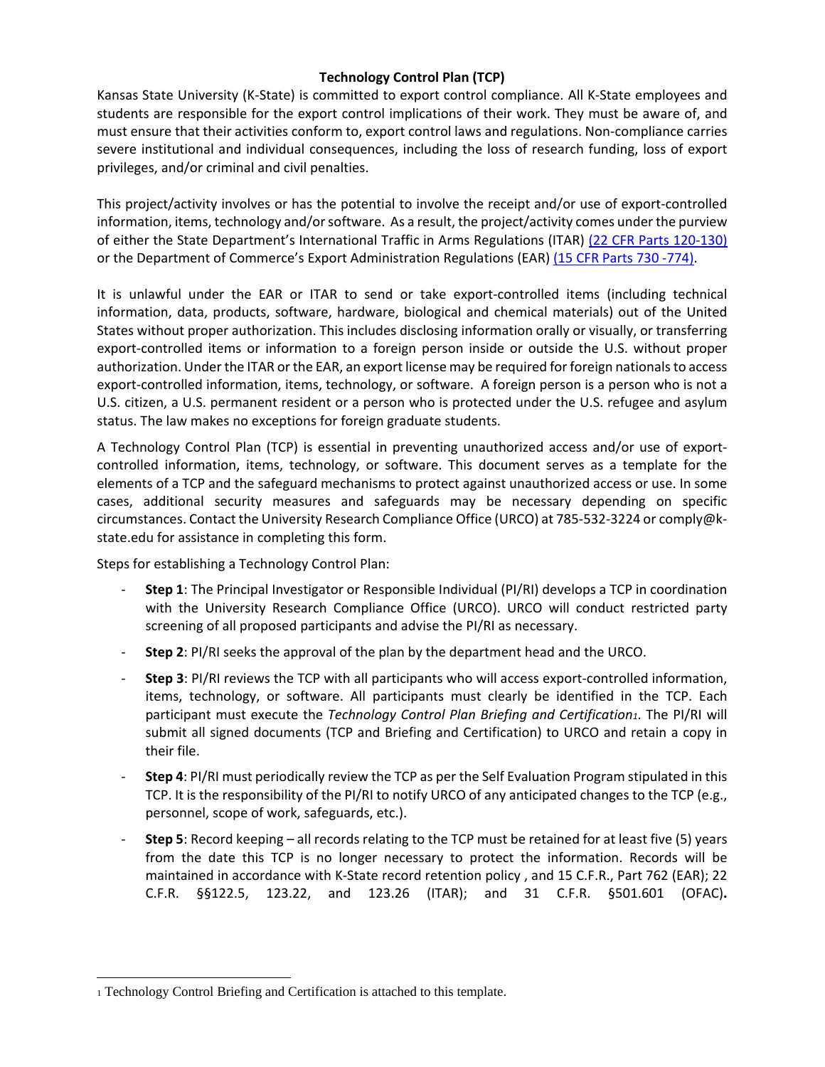# Technology Control Plan (TCP)

Kansas State University (K-State) is committed to export control compliance. All K-State employees and students are responsible for the export control implications of their work. They must be aware of, and must ensure that their activities conform to, export control laws and regulations. Non-compliance carries severe institutional and individual consequences, including the loss of research funding, loss of export privileges, and/or criminal and civil penalties.

This project/activity involves or has the potential to involve the receipt and/or use of export-controlled information, items, technology and/or software. As a result, the project/activity comes under the purview of either the State Department's International Traffic in Arms Regulations (ITAR) [(22 CFR Parts 120-130)]() or the Department of Commerce's Export Administration Regulations (EAR) [(15 CFR Parts 730 -774)]().

It is unlawful under the EAR or ITAR to send or take export-controlled items (including technical information, data, products, software, hardware, biological and chemical materials) out of the United States without proper authorization. This includes disclosing information orally or visually, or transferring export-controlled items or information to a foreign person inside or outside the U.S. without proper authorization. Under the ITAR or the EAR, an export license may be required for foreign nationals to access export-controlled information, items, technology, or software. A foreign person is a person who is not a U.S. citizen, a U.S. permanent resident or a person who is protected under the U.S. refugee and asylum status. The law makes no exceptions for foreign graduate students.

A Technology Control Plan (TCP) is essential in preventing unauthorized access and/or use of export-controlled information, items, technology, or software. This document serves as a template for the elements of a TCP and the safeguard mechanisms to protect against unauthorized access or use. In some cases, additional security measures and safeguards may be necessary depending on specific circumstances. Contact the University Research Compliance Office (URCO) at 785-532-3224 or comply@k-state.edu for assistance in completing this form.

Steps for establishing a Technology Control Plan:

- **Step 1**: The Principal Investigator or Responsible Individual (PI/RI) develops a TCP in coordination with the University Research Compliance Office (URCO). URCO will conduct restricted party screening of all proposed participants and advise the PI/RI as necessary.
- **Step 2**: PI/RI seeks the approval of the plan by the department head and the URCO.
- **Step 3**: PI/RI reviews the TCP with all participants who will access export-controlled information, items, technology, or software. All participants must clearly be identified in the TCP. Each participant must execute the *Technology Control Plan Briefing and Certification*[1]. The PI/RI will submit all signed documents (TCP and Briefing and Certification) to URCO and retain a copy in their file.
- **Step 4**: PI/RI must periodically review the TCP as per the Self Evaluation Program stipulated in this TCP. It is the responsibility of the PI/RI to notify URCO of any anticipated changes to the TCP (e.g., personnel, scope of work, safeguards, etc.).
- **Step 5**: Record keeping – all records relating to the TCP must be retained for at least five (5) years from the date this TCP is no longer necessary to protect the information. Records will be maintained in accordance with K-State record retention policy , and 15 C.F.R., Part 762 (EAR); 22 C.F.R. §§122.5, 123.22, and 123.26 (ITAR); and 31 C.F.R. §501.601 (OFAC)**.**

[1] Technology Control Briefing and Certification is attached to this template.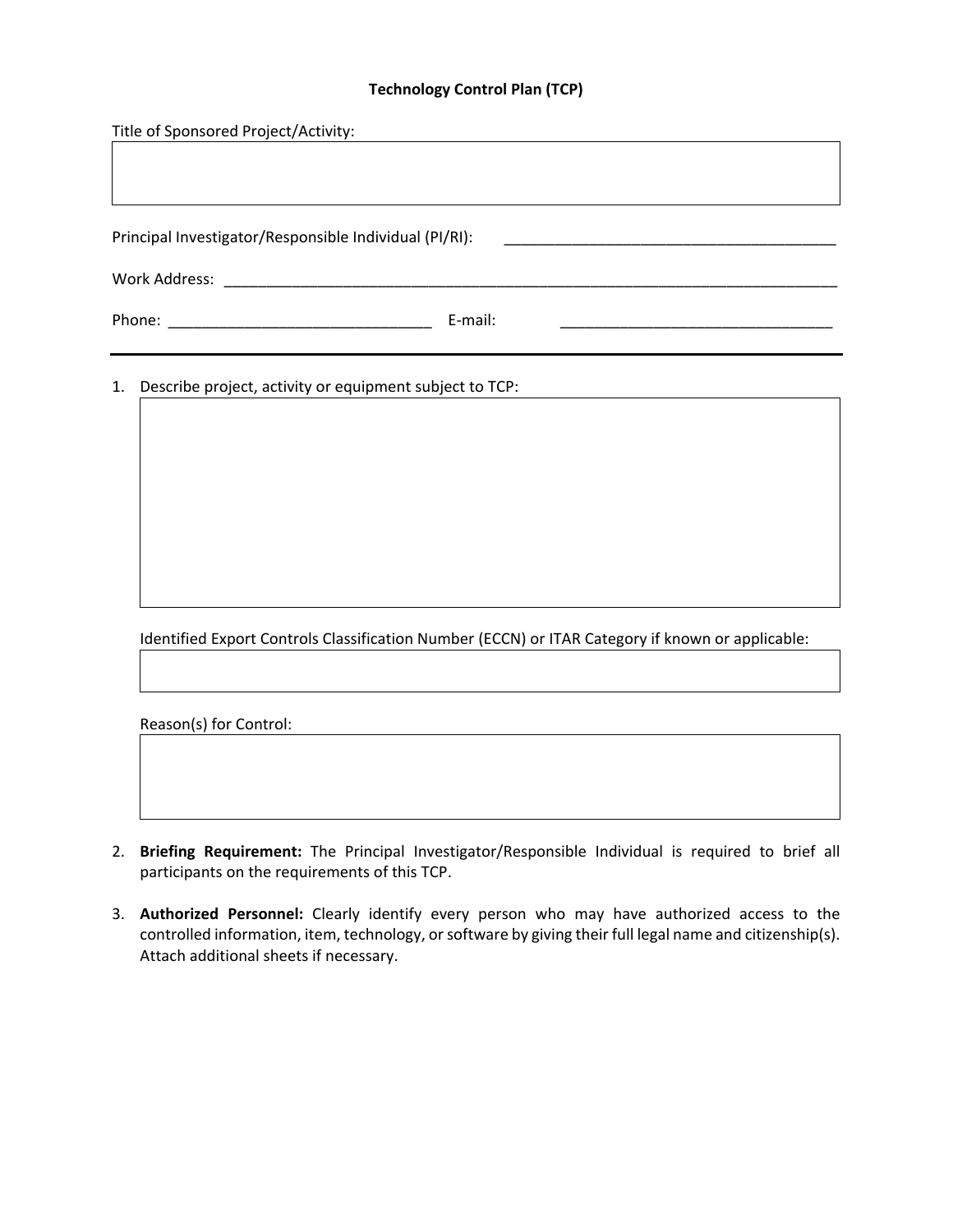# Technology Control Plan (TCP)

Title of Sponsored Project/Activity:

|  |
|---|
|  |

Principal Investigator/Responsible Individual (PI/RI): ________________________________________

Work Address: ________________________________________________________________________

Phone: _______________________________ E-mail: ________________________________

---

1. Describe project, activity or equipment subject to TCP:

   |  |
   |---|
   |  |

   Identified Export Controls Classification Number (ECCN) or ITAR Category if known or applicable:

   |  |
   |---|
   |  |

   Reason(s) for Control:

   |  |
   |---|
   |  |

2. **Briefing Requirement:** The Principal Investigator/Responsible Individual is required to brief all participants on the requirements of this TCP.

3. **Authorized Personnel:** Clearly identify every person who may have authorized access to the controlled information, item, technology, or software by giving their full legal name and citizenship(s). Attach additional sheets if necessary.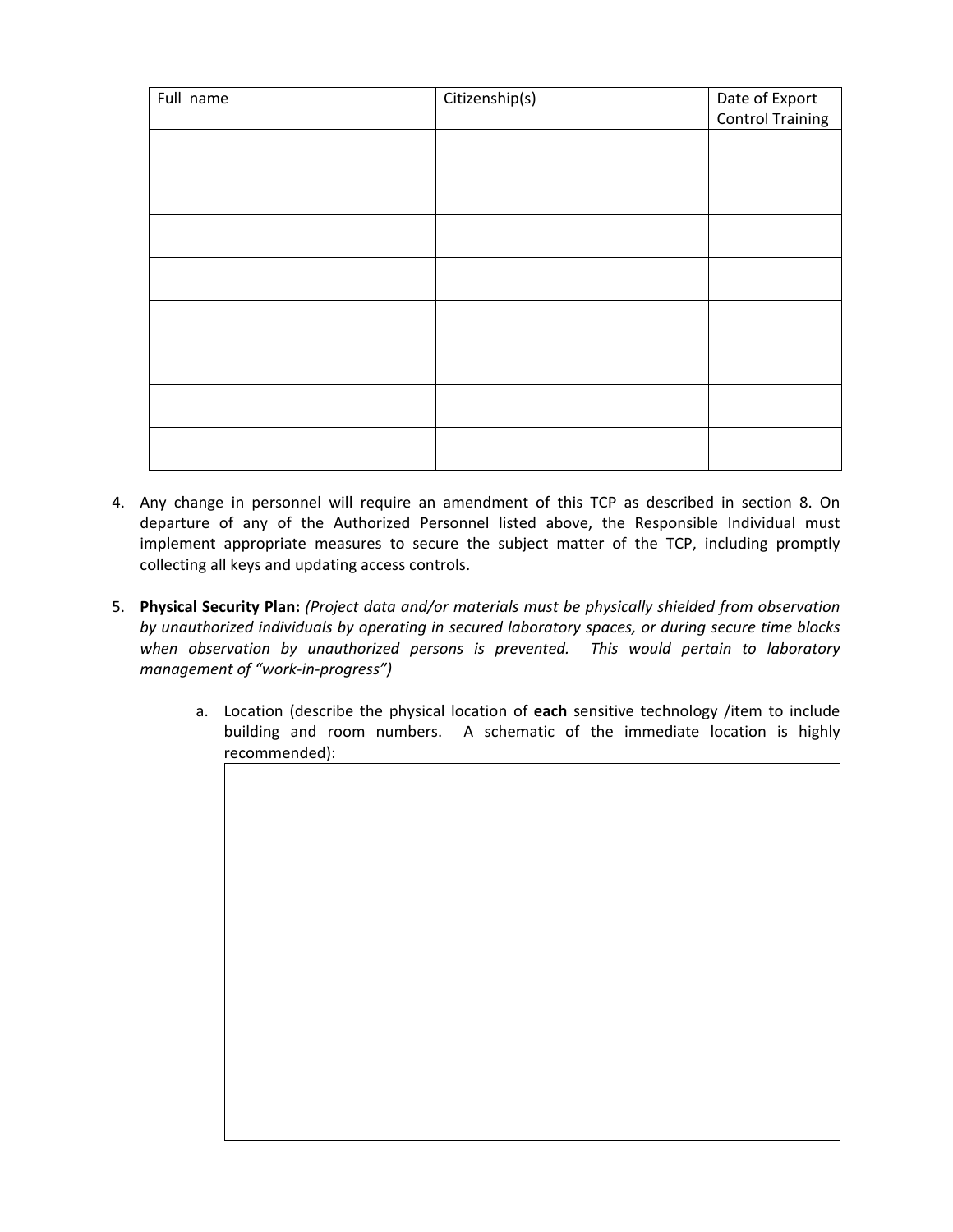| Full name | Citizenship(s) | Date of Export Control Training |
|---|---|---|
| | | |
| | | |
| | | |
| | | |
| | | |
| | | |
| | | |
| | | |

4. Any change in personnel will require an amendment of this TCP as described in section 8. On departure of any of the Authorized Personnel listed above, the Responsible Individual must implement appropriate measures to secure the subject matter of the TCP, including promptly collecting all keys and updating access controls.

5. **Physical Security Plan:** *(Project data and/or materials must be physically shielded from observation by unauthorized individuals by operating in secured laboratory spaces, or during secure time blocks when observation by unauthorized persons is prevented. This would pertain to laboratory management of "work-in-progress")*

   a. Location (describe the physical location of **each** sensitive technology /item to include building and room numbers. A schematic of the immediate location is highly recommended):

| |
|---|
| |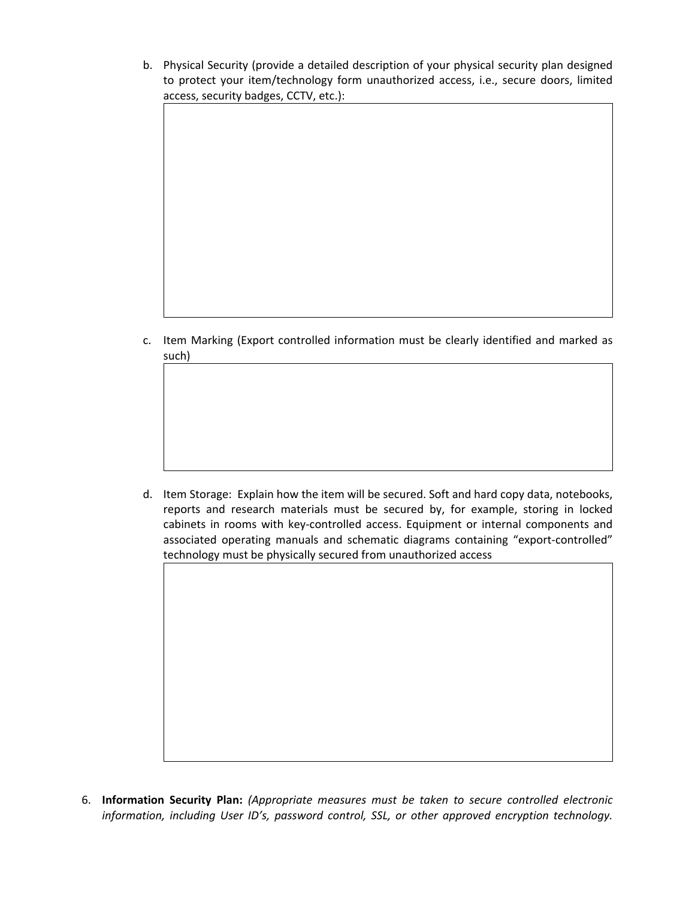b. Physical Security (provide a detailed description of your physical security plan designed to protect your item/technology form unauthorized access, i.e., secure doors, limited access, security badges, CCTV, etc.):

c. Item Marking (Export controlled information must be clearly identified and marked as such)

d. Item Storage: Explain how the item will be secured. Soft and hard copy data, notebooks, reports and research materials must be secured by, for example, storing in locked cabinets in rooms with key-controlled access. Equipment or internal components and associated operating manuals and schematic diagrams containing "export-controlled" technology must be physically secured from unauthorized access

6. **Information Security Plan:** *(Appropriate measures must be taken to secure controlled electronic information, including User ID's, password control, SSL, or other approved encryption technology.*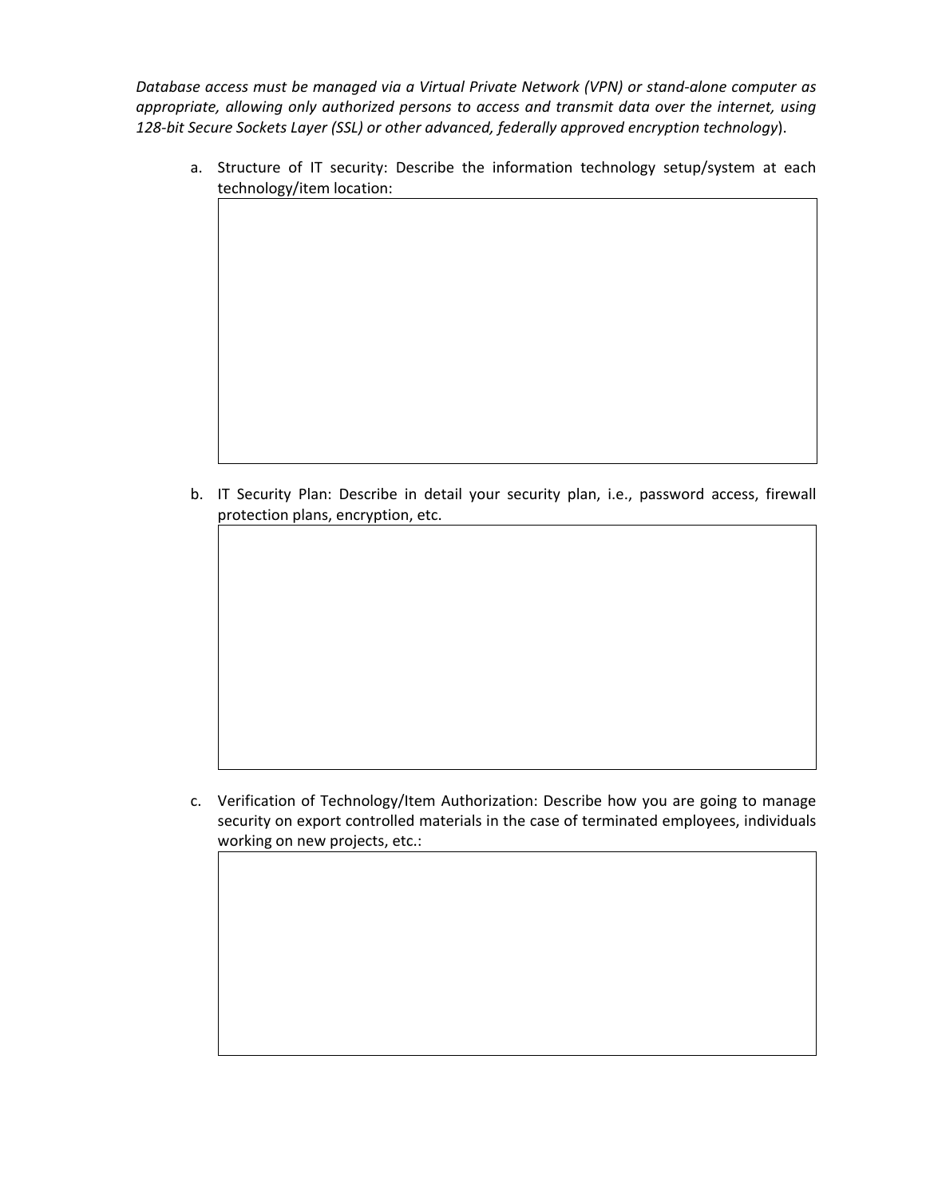*Database access must be managed via a Virtual Private Network (VPN) or stand-alone computer as appropriate, allowing only authorized persons to access and transmit data over the internet, using 128-bit Secure Sockets Layer (SSL) or other advanced, federally approved encryption technology*).

a. Structure of IT security: Describe the information technology setup/system at each technology/item location:

| |
|---|
| |

b. IT Security Plan: Describe in detail your security plan, i.e., password access, firewall protection plans, encryption, etc.

| |
|---|
| |

c. Verification of Technology/Item Authorization: Describe how you are going to manage security on export controlled materials in the case of terminated employees, individuals working on new projects, etc.:

| |
|---|
| |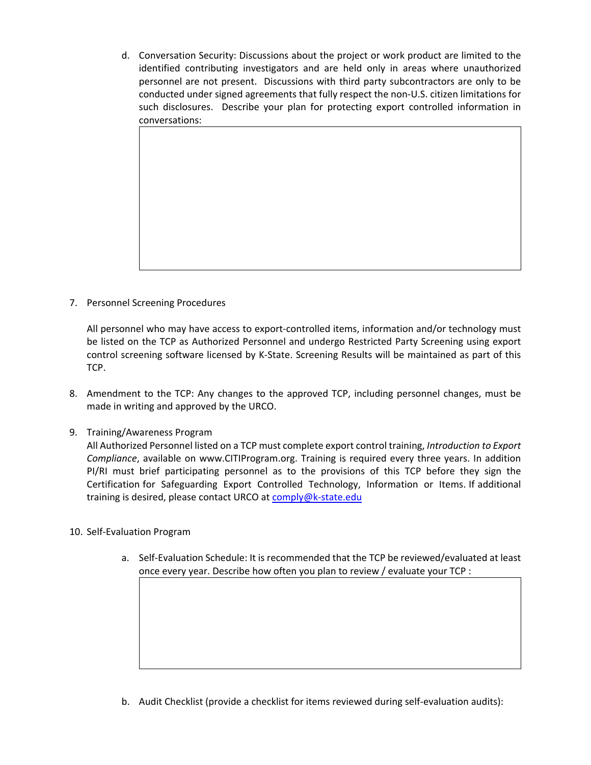d. Conversation Security: Discussions about the project or work product are limited to the identified contributing investigators and are held only in areas where unauthorized personnel are not present. Discussions with third party subcontractors are only to be conducted under signed agreements that fully respect the non-U.S. citizen limitations for such disclosures. Describe your plan for protecting export controlled information in conversations:

|  |
| --- |
|  |

7. Personnel Screening Procedures

   All personnel who may have access to export-controlled items, information and/or technology must be listed on the TCP as Authorized Personnel and undergo Restricted Party Screening using export control screening software licensed by K-State. Screening Results will be maintained as part of this TCP.

8. Amendment to the TCP: Any changes to the approved TCP, including personnel changes, must be made in writing and approved by the URCO.

9. Training/Awareness Program
   All Authorized Personnel listed on a TCP must complete export control training, *Introduction to Export Compliance*, available on www.CITIProgram.org. Training is required every three years. In addition PI/RI must brief participating personnel as to the provisions of this TCP before they sign the Certification for Safeguarding Export Controlled Technology, Information or Items. If additional training is desired, please contact URCO at comply@k-state.edu

10. Self-Evaluation Program

    a. Self-Evaluation Schedule: It is recommended that the TCP be reviewed/evaluated at least once every year. Describe how often you plan to review / evaluate your TCP :

|  |
| --- |
|  |

    b. Audit Checklist (provide a checklist for items reviewed during self-evaluation audits):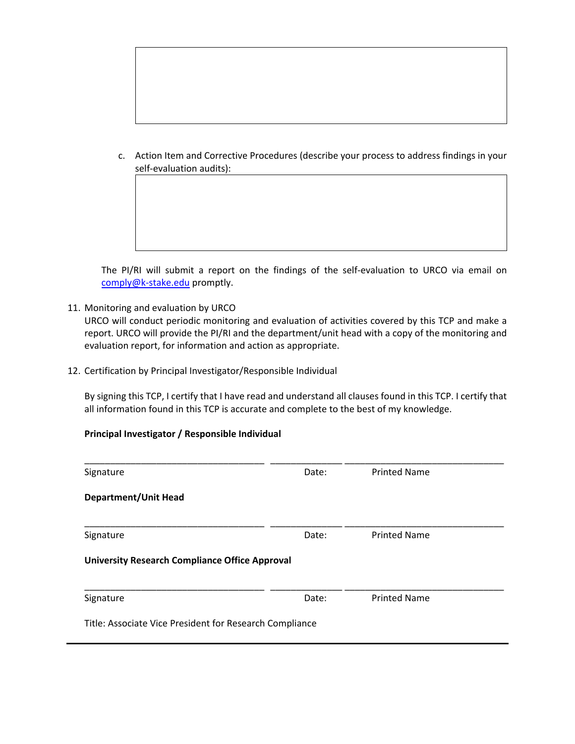c. Action Item and Corrective Procedures (describe your process to address findings in your self-evaluation audits):

The PI/RI will submit a report on the findings of the self-evaluation to URCO via email on comply@k-stake.edu promptly.

11. Monitoring and evaluation by URCO
URCO will conduct periodic monitoring and evaluation of activities covered by this TCP and make a report. URCO will provide the PI/RI and the department/unit head with a copy of the monitoring and evaluation report, for information and action as appropriate.

12. Certification by Principal Investigator/Responsible Individual

By signing this TCP, I certify that I have read and understand all clauses found in this TCP. I certify that all information found in this TCP is accurate and complete to the best of my knowledge.

**Principal Investigator / Responsible Individual**

___________________________________ ______________ _______________________________

Signature Date: Printed Name

**Department/Unit Head**

___________________________________ ______________ _______________________________

Signature Date: Printed Name

**University Research Compliance Office Approval**

___________________________________ ______________ _______________________________

Signature Date: Printed Name

Title: Associate Vice President for Research Compliance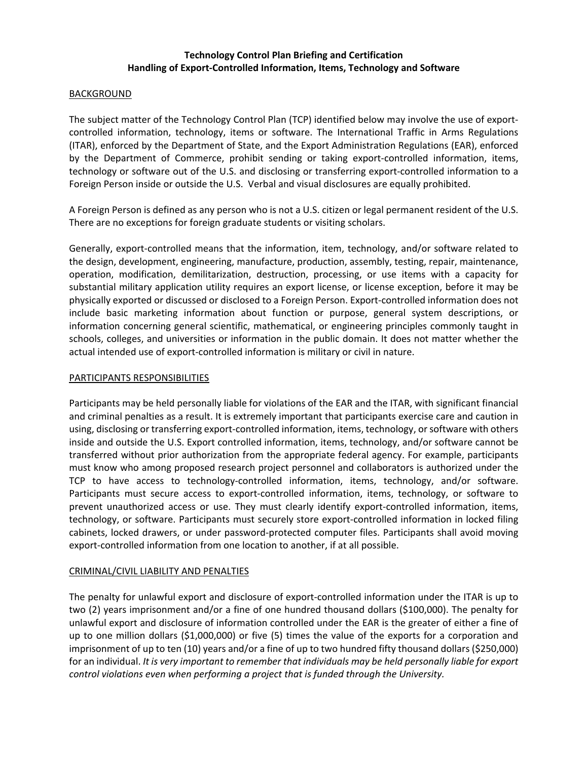**Technology Control Plan Briefing and Certification**
**Handling of Export-Controlled Information, Items, Technology and Software**

## BACKGROUND

The subject matter of the Technology Control Plan (TCP) identified below may involve the use of export-controlled information, technology, items or software. The International Traffic in Arms Regulations (ITAR), enforced by the Department of State, and the Export Administration Regulations (EAR), enforced by the Department of Commerce, prohibit sending or taking export-controlled information, items, technology or software out of the U.S. and disclosing or transferring export-controlled information to a Foreign Person inside or outside the U.S. Verbal and visual disclosures are equally prohibited.

A Foreign Person is defined as any person who is not a U.S. citizen or legal permanent resident of the U.S. There are no exceptions for foreign graduate students or visiting scholars.

Generally, export-controlled means that the information, item, technology, and/or software related to the design, development, engineering, manufacture, production, assembly, testing, repair, maintenance, operation, modification, demilitarization, destruction, processing, or use items with a capacity for substantial military application utility requires an export license, or license exception, before it may be physically exported or discussed or disclosed to a Foreign Person. Export-controlled information does not include basic marketing information about function or purpose, general system descriptions, or information concerning general scientific, mathematical, or engineering principles commonly taught in schools, colleges, and universities or information in the public domain. It does not matter whether the actual intended use of export-controlled information is military or civil in nature.

## PARTICIPANTS RESPONSIBILITIES

Participants may be held personally liable for violations of the EAR and the ITAR, with significant financial and criminal penalties as a result. It is extremely important that participants exercise care and caution in using, disclosing or transferring export-controlled information, items, technology, or software with others inside and outside the U.S. Export controlled information, items, technology, and/or software cannot be transferred without prior authorization from the appropriate federal agency. For example, participants must know who among proposed research project personnel and collaborators is authorized under the TCP to have access to technology-controlled information, items, technology, and/or software. Participants must secure access to export-controlled information, items, technology, or software to prevent unauthorized access or use. They must clearly identify export-controlled information, items, technology, or software. Participants must securely store export-controlled information in locked filing cabinets, locked drawers, or under password-protected computer files. Participants shall avoid moving export-controlled information from one location to another, if at all possible.

## CRIMINAL/CIVIL LIABILITY AND PENALTIES

The penalty for unlawful export and disclosure of export-controlled information under the ITAR is up to two (2) years imprisonment and/or a fine of one hundred thousand dollars ($100,000). The penalty for unlawful export and disclosure of information controlled under the EAR is the greater of either a fine of up to one million dollars ($1,000,000) or five (5) times the value of the exports for a corporation and imprisonment of up to ten (10) years and/or a fine of up to two hundred fifty thousand dollars ($250,000) for an individual. *It is very important to remember that individuals may be held personally liable for export control violations even when performing a project that is funded through the University.*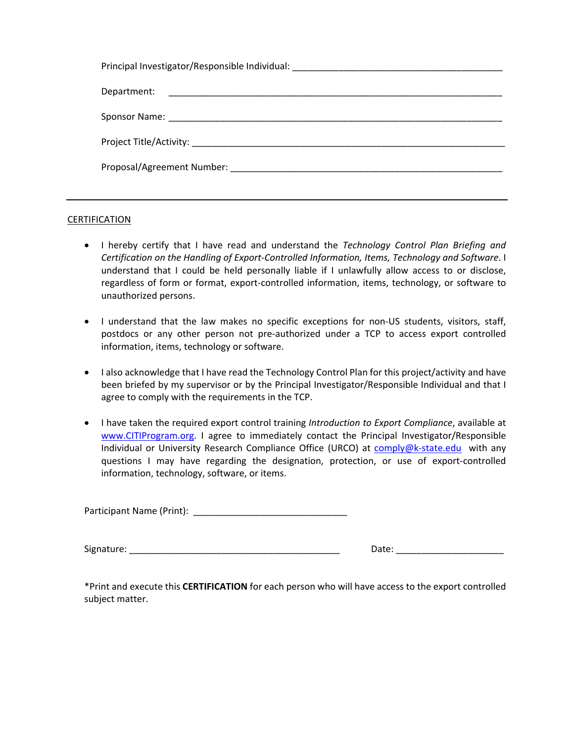Principal Investigator/Responsible Individual: ________________________________________

Department: ________________________________________________________________

Sponsor Name: ______________________________________________________________

Project Title/Activity: _________________________________________________________

Proposal/Agreement Number: __________________________________________________

---

CERTIFICATION

- I hereby certify that I have read and understand the *Technology Control Plan Briefing and Certification on the Handling of Export-Controlled Information, Items, Technology and Software*. I understand that I could be held personally liable if I unlawfully allow access to or disclose, regardless of form or format, export-controlled information, items, technology, or software to unauthorized persons.

- I understand that the law makes no specific exceptions for non-US students, visitors, staff, postdocs or any other person not pre-authorized under a TCP to access export controlled information, items, technology or software.

- I also acknowledge that I have read the Technology Control Plan for this project/activity and have been briefed by my supervisor or by the Principal Investigator/Responsible Individual and that I agree to comply with the requirements in the TCP.

- I have taken the required export control training *Introduction to Export Compliance*, available at [www.CITIProgram.org](http://www.CITIProgram.org). I agree to immediately contact the Principal Investigator/Responsible Individual or University Research Compliance Office (URCO) at [comply@k-state.edu](mailto:comply@k-state.edu) with any questions I may have regarding the designation, protection, or use of export-controlled information, technology, software, or items.

Participant Name (Print): ______________________________

Signature: ________________________________________ Date: ____________________

*Print and execute this **CERTIFICATION** for each person who will have access to the export controlled subject matter.